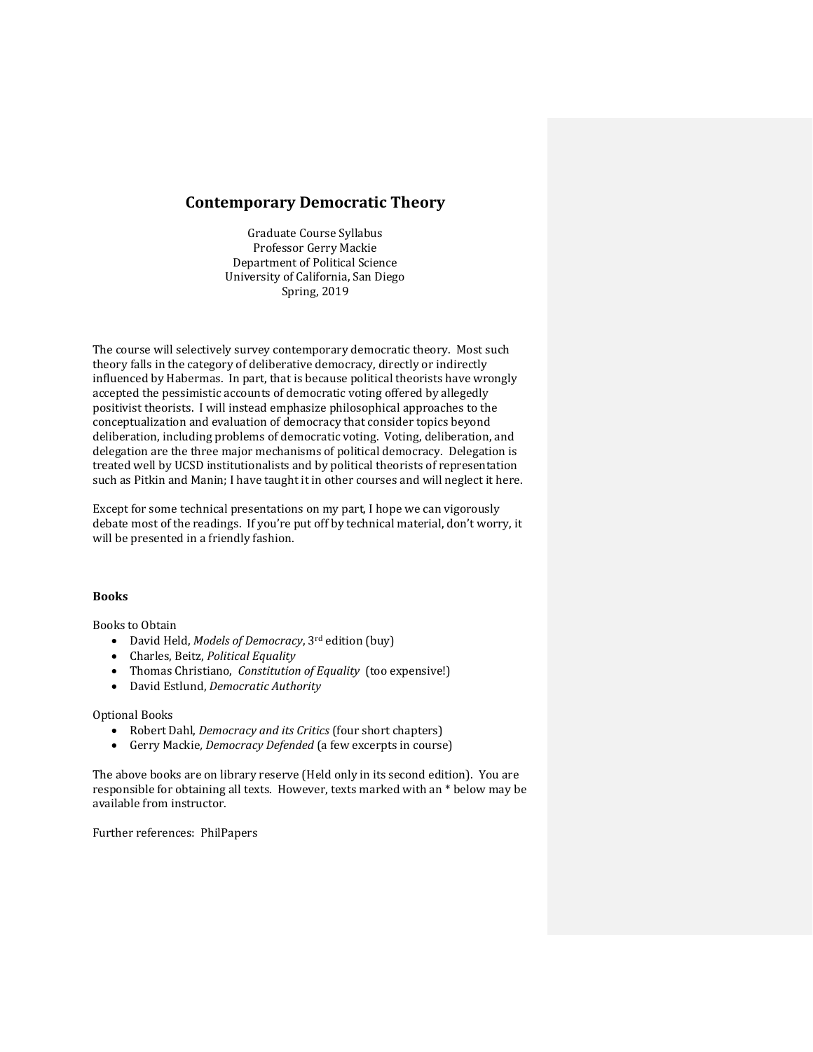# Contemporary Democratic Theory

Graduate Course Syllabus
Professor Gerry Mackie
Department of Political Science
University of California, San Diego
Spring, 2019

The course will selectively survey contemporary democratic theory. Most such theory falls in the category of deliberative democracy, directly or indirectly influenced by Habermas. In part, that is because political theorists have wrongly accepted the pessimistic accounts of democratic voting offered by allegedly positivist theorists. I will instead emphasize philosophical approaches to the conceptualization and evaluation of democracy that consider topics beyond deliberation, including problems of democratic voting. Voting, deliberation, and delegation are the three major mechanisms of political democracy. Delegation is treated well by UCSD institutionalists and by political theorists of representation such as Pitkin and Manin; I have taught it in other courses and will neglect it here.

Except for some technical presentations on my part, I hope we can vigorously debate most of the readings. If you're put off by technical material, don't worry, it will be presented in a friendly fashion.

### Books

Books to Obtain

- David Held, *Models of Democracy*, 3rd edition (buy)
- Charles, Beitz, *Political Equality*
- Thomas Christiano, *Constitution of Equality* (too expensive!)
- David Estlund, *Democratic Authority*

Optional Books

- Robert Dahl, *Democracy and its Critics* (four short chapters)
- Gerry Mackie, *Democracy Defended* (a few excerpts in course)

The above books are on library reserve (Held only in its second edition). You are responsible for obtaining all texts. However, texts marked with an * below may be available from instructor.

Further references: PhilPapers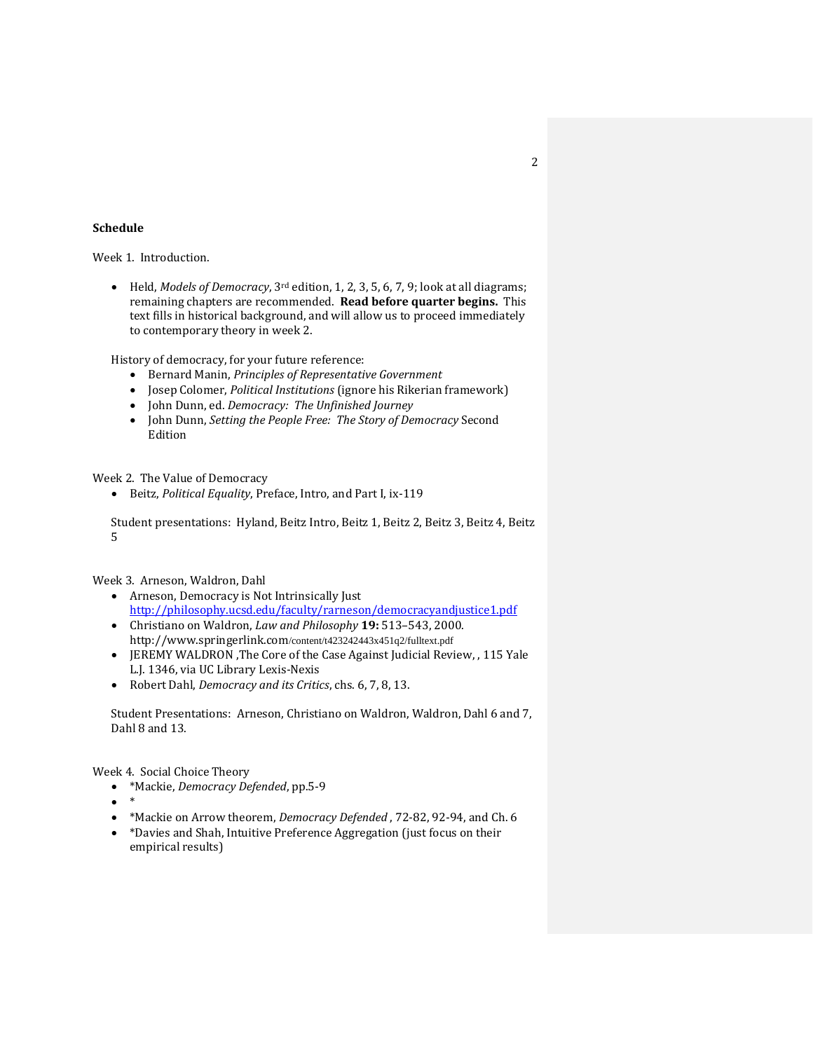**Schedule**

Week 1. Introduction.

- Held, *Models of Democracy*, 3rd edition, 1, 2, 3, 5, 6, 7, 9; look at all diagrams; remaining chapters are recommended. **Read before quarter begins.** This text fills in historical background, and will allow us to proceed immediately to contemporary theory in week 2.

History of democracy, for your future reference:

- Bernard Manin, *Principles of Representative Government*
- Josep Colomer, *Political Institutions* (ignore his Rikerian framework)
- John Dunn, ed. *Democracy: The Unfinished Journey*
- John Dunn, *Setting the People Free: The Story of Democracy* Second Edition

Week 2. The Value of Democracy

- Beitz, *Political Equality*, Preface, Intro, and Part I, ix-119

Student presentations: Hyland, Beitz Intro, Beitz 1, Beitz 2, Beitz 3, Beitz 4, Beitz 5

Week 3. Arneson, Waldron, Dahl

- Arneson, Democracy is Not Intrinsically Just http://philosophy.ucsd.edu/faculty/rarneson/democracyandjustice1.pdf
- Christiano on Waldron, *Law and Philosophy* **19:** 513–543, 2000. http://www.springerlink.com/content/t423242443x451q2/fulltext.pdf
- JEREMY WALDRON ,The Core of the Case Against Judicial Review, , 115 Yale L.J. 1346, via UC Library Lexis-Nexis
- Robert Dahl, *Democracy and its Critics*, chs. 6, 7, 8, 13.

Student Presentations: Arneson, Christiano on Waldron, Waldron, Dahl 6 and 7, Dahl 8 and 13.

Week 4. Social Choice Theory

- *Mackie, *Democracy Defended*, pp.5-9
- *
- *Mackie on Arrow theorem, *Democracy Defended* , 72-82, 92-94, and Ch. 6
- *Davies and Shah, Intuitive Preference Aggregation (just focus on their empirical results)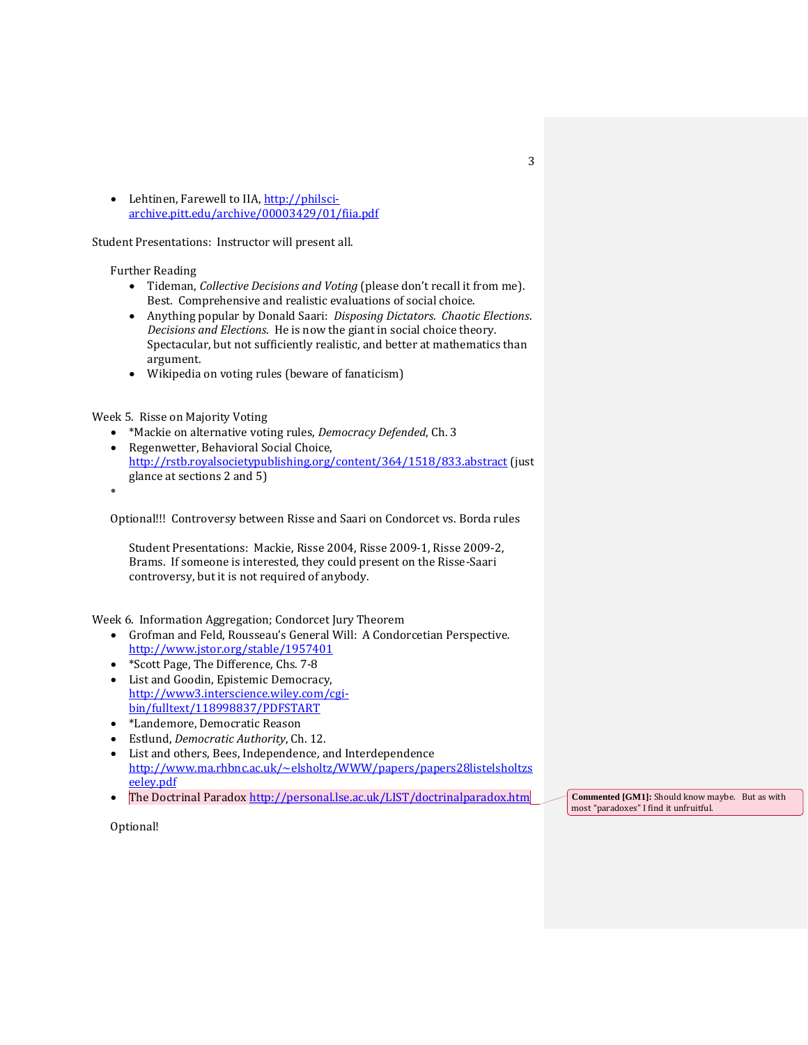- Lehtinen, Farewell to IIA, http://philsci-archive.pitt.edu/archive/00003429/01/fiia.pdf

Student Presentations: Instructor will present all.

Further Reading

- Tideman, *Collective Decisions and Voting* (please don't recall it from me). Best. Comprehensive and realistic evaluations of social choice.
- Anything popular by Donald Saari: *Disposing Dictators. Chaotic Elections. Decisions and Elections*. He is now the giant in social choice theory. Spectacular, but not sufficiently realistic, and better at mathematics than argument.
- Wikipedia on voting rules (beware of fanaticism)

Week 5. Risse on Majority Voting

- *Mackie on alternative voting rules, *Democracy Defended*, Ch. 3
- Regenwetter, Behavioral Social Choice, http://rstb.royalsocietypublishing.org/content/364/1518/833.abstract (just glance at sections 2 and 5)
- 

Optional!!! Controversy between Risse and Saari on Condorcet vs. Borda rules

Student Presentations: Mackie, Risse 2004, Risse 2009-1, Risse 2009-2, Brams. If someone is interested, they could present on the Risse-Saari controversy, but it is not required of anybody.

Week 6. Information Aggregation; Condorcet Jury Theorem

- Grofman and Feld, Rousseau's General Will: A Condorcetian Perspective. http://www.jstor.org/stable/1957401
- *Scott Page, The Difference, Chs. 7-8
- List and Goodin, Epistemic Democracy, http://www3.interscience.wiley.com/cgi-bin/fulltext/118998837/PDFSTART
- *Landemore, Democratic Reason
- Estlund, *Democratic Authority*, Ch. 12.
- List and others, Bees, Independence, and Interdependence http://www.ma.rhbnc.ac.uk/~elsholtz/WWW/papers/papers28listelsholtzseeley.pdf
- The Doctrinal Paradox http://personal.lse.ac.uk/LIST/doctrinalparadox.htm

Commented [GM1]: Should know maybe. But as with most "paradoxes" I find it unfruitful.

Optional!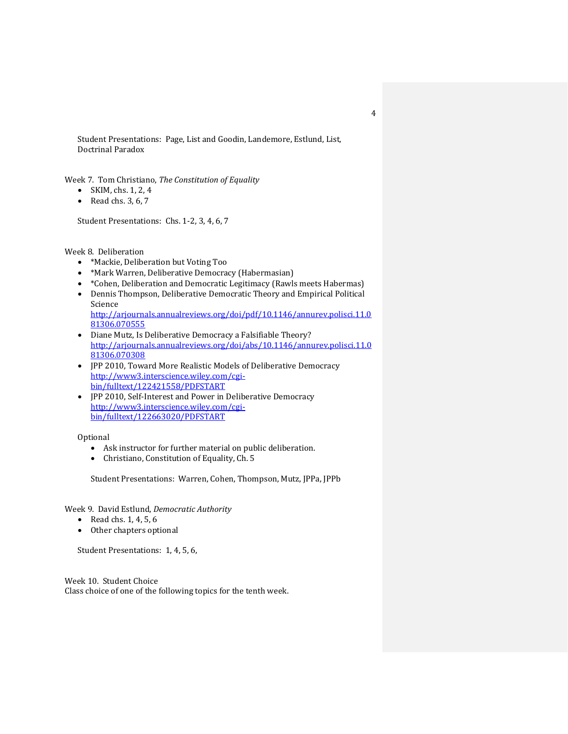Student Presentations: Page, List and Goodin, Landemore, Estlund, List, Doctrinal Paradox

Week 7. Tom Christiano, *The Constitution of Equality*

- SKIM, chs. 1, 2, 4
- Read chs. 3, 6, 7

Student Presentations: Chs. 1-2, 3, 4, 6, 7

Week 8. Deliberation

- *Mackie, Deliberation but Voting Too
- *Mark Warren, Deliberative Democracy (Habermasian)
- *Cohen, Deliberation and Democratic Legitimacy (Rawls meets Habermas)
- Dennis Thompson, Deliberative Democratic Theory and Empirical Political Science [http://arjournals.annualreviews.org/doi/pdf/10.1146/annurev.polisci.11.081306.070555](http://arjournals.annualreviews.org/doi/pdf/10.1146/annurev.polisci.11.081306.070555)
- Diane Mutz, Is Deliberative Democracy a Falsifiable Theory? [http://arjournals.annualreviews.org/doi/abs/10.1146/annurev.polisci.11.081306.070308](http://arjournals.annualreviews.org/doi/abs/10.1146/annurev.polisci.11.081306.070308)
- JPP 2010, Toward More Realistic Models of Deliberative Democracy [http://www3.interscience.wiley.com/cgi-bin/fulltext/122421558/PDFSTART](http://www3.interscience.wiley.com/cgi-bin/fulltext/122421558/PDFSTART)
- JPP 2010, Self-Interest and Power in Deliberative Democracy [http://www3.interscience.wiley.com/cgi-bin/fulltext/122663020/PDFSTART](http://www3.interscience.wiley.com/cgi-bin/fulltext/122663020/PDFSTART)

Optional

- Ask instructor for further material on public deliberation.
- Christiano, Constitution of Equality, Ch. 5

Student Presentations: Warren, Cohen, Thompson, Mutz, JPPa, JPPb

Week 9. David Estlund, *Democratic Authority*

- Read chs. 1, 4, 5, 6
- Other chapters optional

Student Presentations: 1, 4, 5, 6,

Week 10. Student Choice

Class choice of one of the following topics for the tenth week.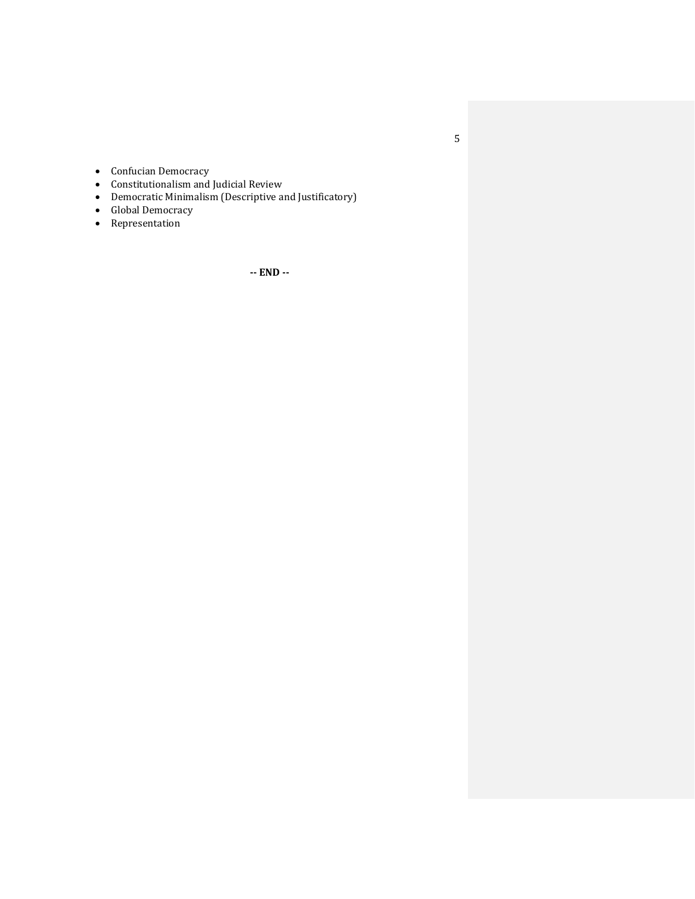- Confucian Democracy
- Constitutionalism and Judicial Review
- Democratic Minimalism (Descriptive and Justificatory)
- Global Democracy
- Representation

**-- END --**